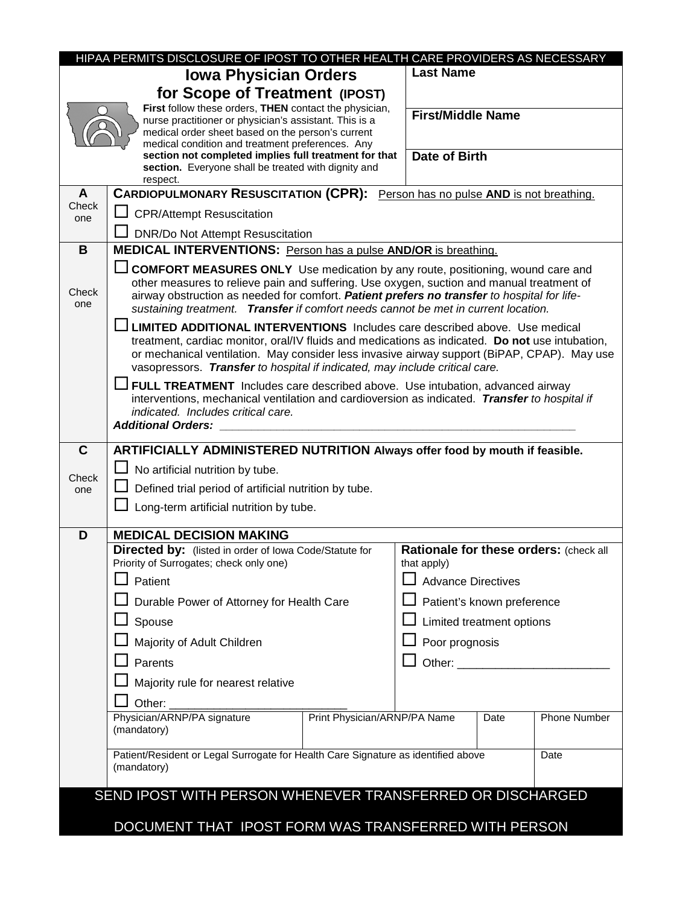HIPAA PERMITS DISCLOSURE OF IPOST TO OTHER HEALTH CARE PROVIDERS AS NECESSARY

# Iowa Physician Orders for Scope of Treatment (IPOST)

**First** follow these orders, **THEN** contact the physician, nurse practitioner or physician's assistant. This is a medical order sheet based on the person's current medical condition and treatment preferences. Any **section not completed implies full treatment for that section.** Everyone shall be treated with dignity and respect.

| Last Name |
|---|
| First/Middle Name |
| Date of Birth |

## A — CARDIOPULMONARY RESUSCITATION (CPR): Person has no pulse AND is not breathing.

*Check one*

- ☐ CPR/Attempt Resuscitation
- ☐ DNR/Do Not Attempt Resuscitation

## B — MEDICAL INTERVENTIONS: Person has a pulse AND/OR is breathing.

*Check one*

- ☐ **COMFORT MEASURES ONLY** Use medication by any route, positioning, wound care and other measures to relieve pain and suffering. Use oxygen, suction and manual treatment of airway obstruction as needed for comfort. ***Patient prefers no transfer*** *to hospital for life-sustaining treatment.* ***Transfer*** *if comfort needs cannot be met in current location.*
- ☐ **LIMITED ADDITIONAL INTERVENTIONS** Includes care described above. Use medical treatment, cardiac monitor, oral/IV fluids and medications as indicated. **Do not** use intubation, or mechanical ventilation. May consider less invasive airway support (BiPAP, CPAP). May use vasopressors. ***Transfer*** *to hospital if indicated, may include critical care.*
- ☐ **FULL TREATMENT** Includes care described above. Use intubation, advanced airway interventions, mechanical ventilation and cardioversion as indicated. ***Transfer*** *to hospital if indicated. Includes critical care.*

***Additional Orders:*** ____________________________________________________________

## C — ARTIFICIALLY ADMINISTERED NUTRITION Always offer food by mouth if feasible.

*Check one*

- ☐ No artificial nutrition by tube.
- ☐ Defined trial period of artificial nutrition by tube.
- ☐ Long-term artificial nutrition by tube.

## D — MEDICAL DECISION MAKING

**Directed by:** (listed in order of Iowa Code/Statute for Priority of Surrogates; check only one)

- ☐ Patient
- ☐ Durable Power of Attorney for Health Care
- ☐ Spouse
- ☐ Majority of Adult Children
- ☐ Parents
- ☐ Majority rule for nearest relative
- ☐ Other: ___________________________

**Rationale for these orders:** (check all that apply)

- ☐ Advance Directives
- ☐ Patient's known preference
- ☐ Limited treatment options
- ☐ Poor prognosis
- ☐ Other: _______________________

| Physician/ARNP/PA signature (mandatory) | Print Physician/ARNP/PA Name | Date | Phone Number |
|---|---|---|---|
| | | | |

| Patient/Resident or Legal Surrogate for Health Care Signature as identified above (mandatory) | Date |
|---|---|
| | |

SEND IPOST WITH PERSON WHENEVER TRANSFERRED OR DISCHARGED

DOCUMENT THAT IPOST FORM WAS TRANSFERRED WITH PERSON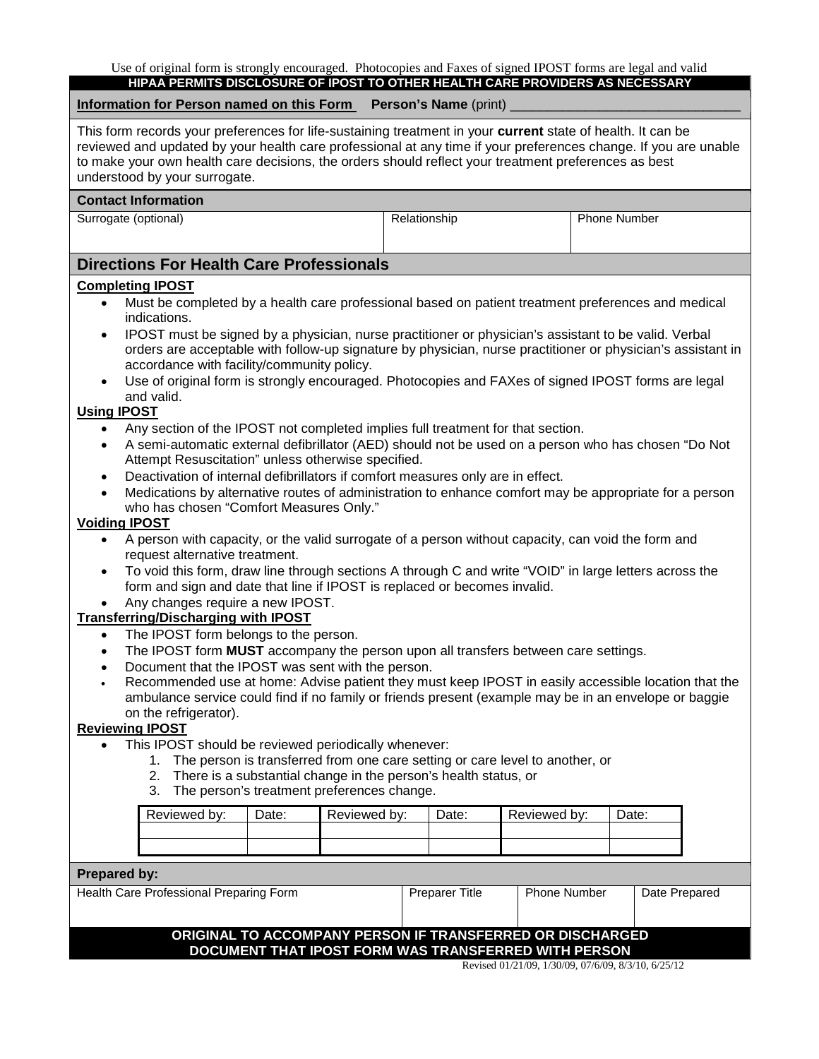Use of original form is strongly encouraged. Photocopies and Faxes of signed IPOST forms are legal and valid

**HIPAA PERMITS DISCLOSURE OF IPOST TO OTHER HEALTH CARE PROVIDERS AS NECESSARY**

**Information for Person named on this Form** **Person's Name** (print) ______________________________

This form records your preferences for life-sustaining treatment in your **current** state of health. It can be reviewed and updated by your health care professional at any time if your preferences change. If you are unable to make your own health care decisions, the orders should reflect your treatment preferences as best understood by your surrogate.

**Contact Information**

| Surrogate (optional) | Relationship | Phone Number |
|---|---|---|
| | | |

## Directions For Health Care Professionals

**Completing IPOST**

- Must be completed by a health care professional based on patient treatment preferences and medical indications.
- IPOST must be signed by a physician, nurse practitioner or physician's assistant to be valid. Verbal orders are acceptable with follow-up signature by physician, nurse practitioner or physician's assistant in accordance with facility/community policy.
- Use of original form is strongly encouraged. Photocopies and FAXes of signed IPOST forms are legal and valid.

**Using IPOST**

- Any section of the IPOST not completed implies full treatment for that section.
- A semi-automatic external defibrillator (AED) should not be used on a person who has chosen "Do Not Attempt Resuscitation" unless otherwise specified.
- Deactivation of internal defibrillators if comfort measures only are in effect.
- Medications by alternative routes of administration to enhance comfort may be appropriate for a person who has chosen "Comfort Measures Only."

**Voiding IPOST**

- A person with capacity, or the valid surrogate of a person without capacity, can void the form and request alternative treatment.
- To void this form, draw line through sections A through C and write "VOID" in large letters across the form and sign and date that line if IPOST is replaced or becomes invalid.
- Any changes require a new IPOST.

**Transferring/Discharging with IPOST**

- The IPOST form belongs to the person.
- The IPOST form **MUST** accompany the person upon all transfers between care settings.
- Document that the IPOST was sent with the person.
- Recommended use at home: Advise patient they must keep IPOST in easily accessible location that the ambulance service could find if no family or friends present (example may be in an envelope or baggie on the refrigerator).

**Reviewing IPOST**

- This IPOST should be reviewed periodically whenever:
  1. The person is transferred from one care setting or care level to another, or
  2. There is a substantial change in the person's health status, or
  3. The person's treatment preferences change.

| Reviewed by: | Date: | Reviewed by: | Date: | Reviewed by: | Date: |
|---|---|---|---|---|---|
| | | | | | |
| | | | | | |

**Prepared by:**

| Health Care Professional Preparing Form | Preparer Title | Phone Number | Date Prepared |
|---|---|---|---|
| | | | |

**ORIGINAL TO ACCOMPANY PERSON IF TRANSFERRED OR DISCHARGED**
**DOCUMENT THAT IPOST FORM WAS TRANSFERRED WITH PERSON**

Revised 01/21/09, 1/30/09, 07/6/09, 8/3/10, 6/25/12